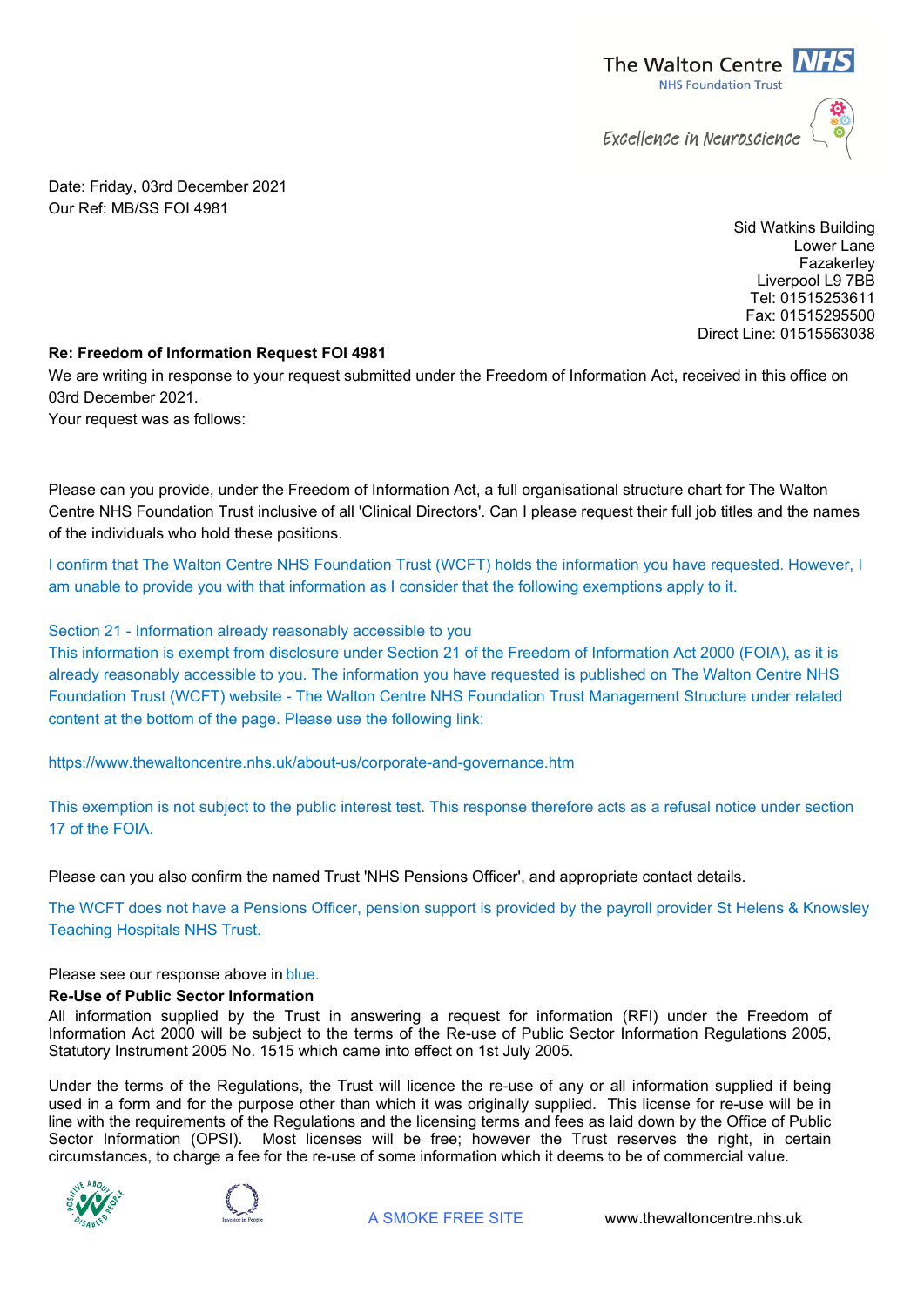The Walton Centre NHS
NHS Foundation Trust

Excellence in Neuroscience

Date: Friday, 03rd December 2021
Our Ref: MB/SS FOI 4981

Sid Watkins Building
Lower Lane
Fazakerley
Liverpool L9 7BB
Tel: 01515253611
Fax: 01515295500
Direct Line: 01515563038

**Re: Freedom of Information Request FOI 4981**

We are writing in response to your request submitted under the Freedom of Information Act, received in this office on 03rd December 2021.

Your request was as follows:

Please can you provide, under the Freedom of Information Act, a full organisational structure chart for The Walton Centre NHS Foundation Trust inclusive of all 'Clinical Directors'. Can I please request their full job titles and the names of the individuals who hold these positions.

I confirm that The Walton Centre NHS Foundation Trust (WCFT) holds the information you have requested. However, I am unable to provide you with that information as I consider that the following exemptions apply to it.

Section 21 - Information already reasonably accessible to you
This information is exempt from disclosure under Section 21 of the Freedom of Information Act 2000 (FOIA), as it is already reasonably accessible to you. The information you have requested is published on The Walton Centre NHS Foundation Trust (WCFT) website - The Walton Centre NHS Foundation Trust Management Structure under related content at the bottom of the page. Please use the following link:

https://www.thewaltoncentre.nhs.uk/about-us/corporate-and-governance.htm

This exemption is not subject to the public interest test. This response therefore acts as a refusal notice under section 17 of the FOIA.

Please can you also confirm the named Trust 'NHS Pensions Officer', and appropriate contact details.

The WCFT does not have a Pensions Officer, pension support is provided by the payroll provider St Helens & Knowsley Teaching Hospitals NHS Trust.

Please see our response above in blue.

**Re-Use of Public Sector Information**

All information supplied by the Trust in answering a request for information (RFI) under the Freedom of Information Act 2000 will be subject to the terms of the Re-use of Public Sector Information Regulations 2005, Statutory Instrument 2005 No. 1515 which came into effect on 1st July 2005.

Under the terms of the Regulations, the Trust will licence the re-use of any or all information supplied if being used in a form and for the purpose other than which it was originally supplied. This license for re-use will be in line with the requirements of the Regulations and the licensing terms and fees as laid down by the Office of Public Sector Information (OPSI). Most licenses will be free; however the Trust reserves the right, in certain circumstances, to charge a fee for the re-use of some information which it deems to be of commercial value.

A SMOKE FREE SITE www.thewaltoncentre.nhs.uk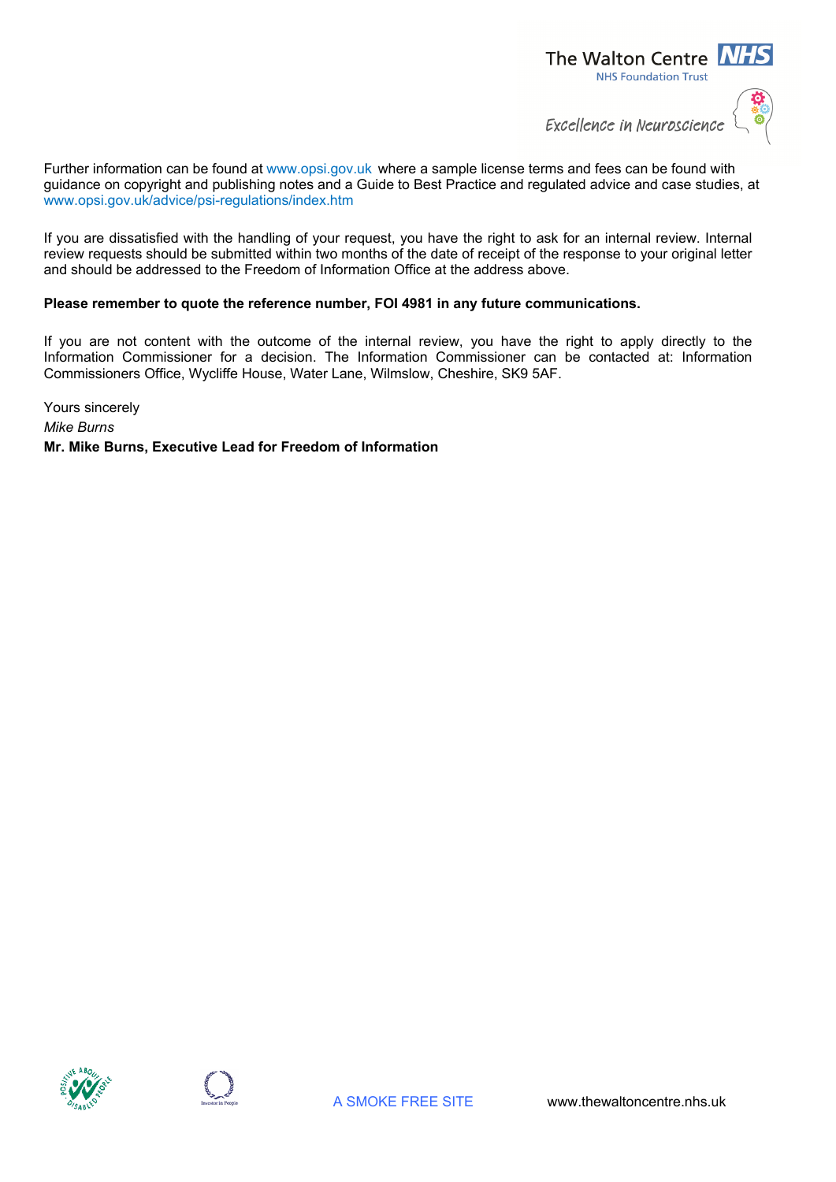Further information can be found at www.opsi.gov.uk where a sample license terms and fees can be found with guidance on copyright and publishing notes and a Guide to Best Practice and regulated advice and case studies, at www.opsi.gov.uk/advice/psi-regulations/index.htm

If you are dissatisfied with the handling of your request, you have the right to ask for an internal review. Internal review requests should be submitted within two months of the date of receipt of the response to your original letter and should be addressed to the Freedom of Information Office at the address above.

**Please remember to quote the reference number, FOI 4981 in any future communications.**

If you are not content with the outcome of the internal review, you have the right to apply directly to the Information Commissioner for a decision. The Information Commissioner can be contacted at: Information Commissioners Office, Wycliffe House, Water Lane, Wilmslow, Cheshire, SK9 5AF.

Yours sincerely

*Mike Burns*

**Mr. Mike Burns, Executive Lead for Freedom of Information**